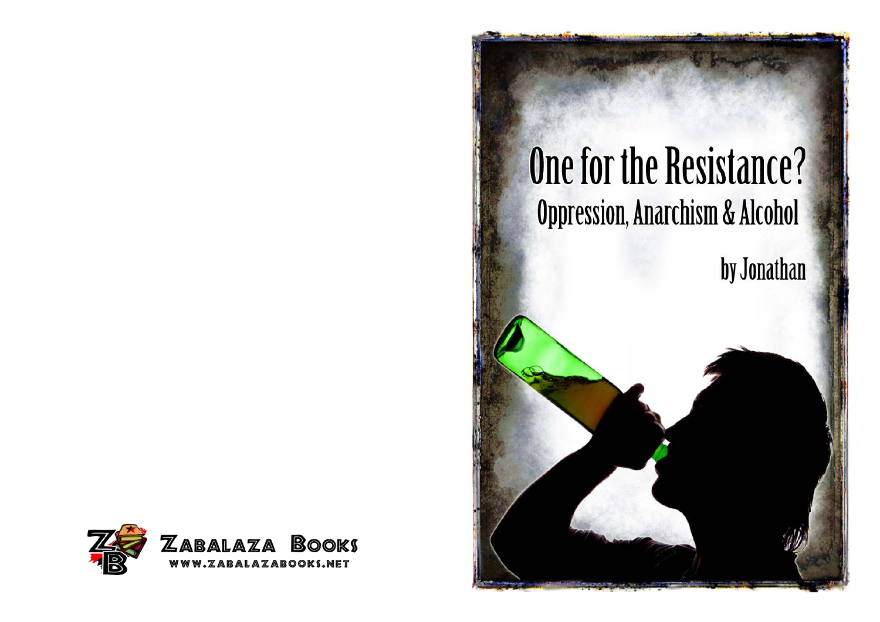# One for the Resistance?

## Oppression, Anarchism & Alcohol

by Jonathan

Zabalaza Books

www.zabalazabooks.net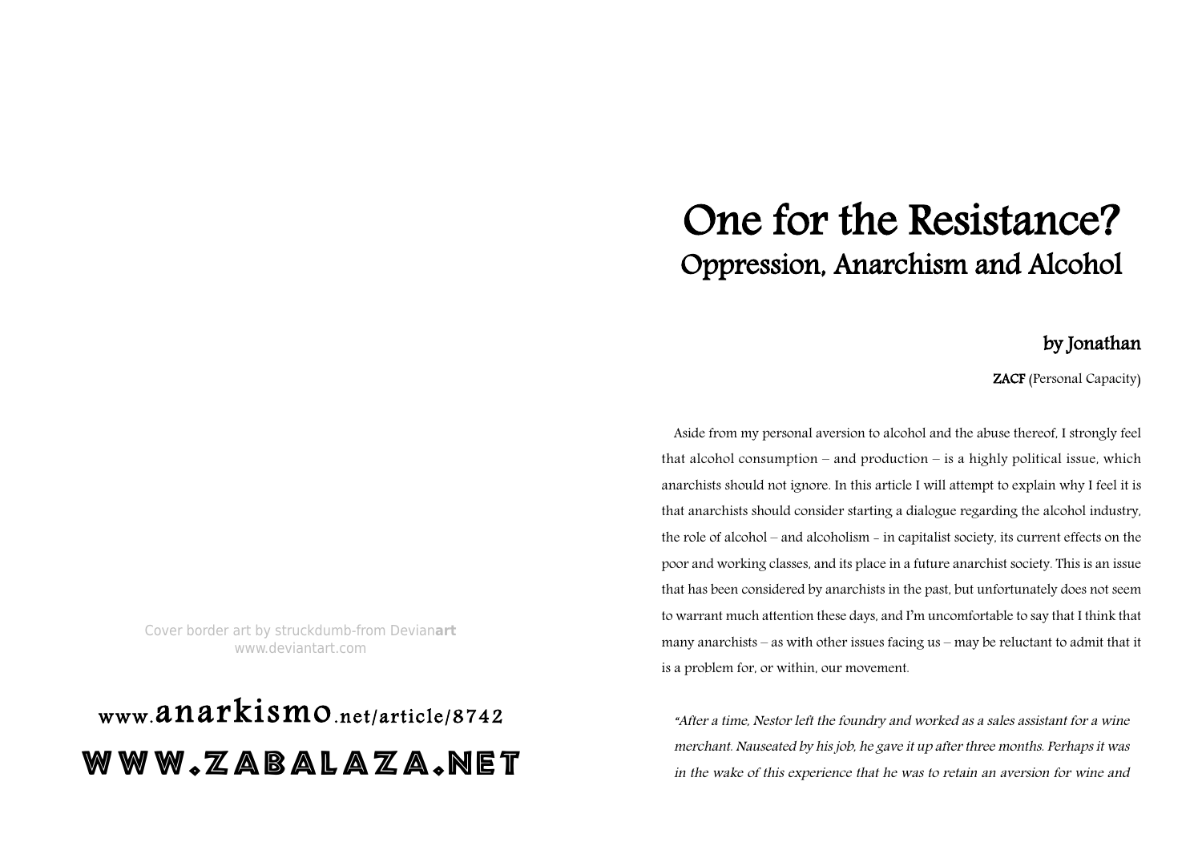Cover border art by struckdumb-from Devian**art**
www.deviantart.com

www.anarkismo.net/article/8742

WWW.ZABALAZA.NET

# One for the Resistance?

## Oppression, Anarchism and Alcohol

### by Jonathan

**ZACF** (Personal Capacity)

Aside from my personal aversion to alcohol and the abuse thereof, I strongly feel that alcohol consumption – and production – is a highly political issue, which anarchists should not ignore. In this article I will attempt to explain why I feel it is that anarchists should consider starting a dialogue regarding the alcohol industry, the role of alcohol – and alcoholism - in capitalist society, its current effects on the poor and working classes, and its place in a future anarchist society. This is an issue that has been considered by anarchists in the past, but unfortunately does not seem to warrant much attention these days, and I'm uncomfortable to say that I think that many anarchists – as with other issues facing us – may be reluctant to admit that it is a problem for, or within, our movement.

*"After a time, Nestor left the foundry and worked as a sales assistant for a wine merchant. Nauseated by his job, he gave it up after three months. Perhaps it was in the wake of this experience that he was to retain an aversion for wine and*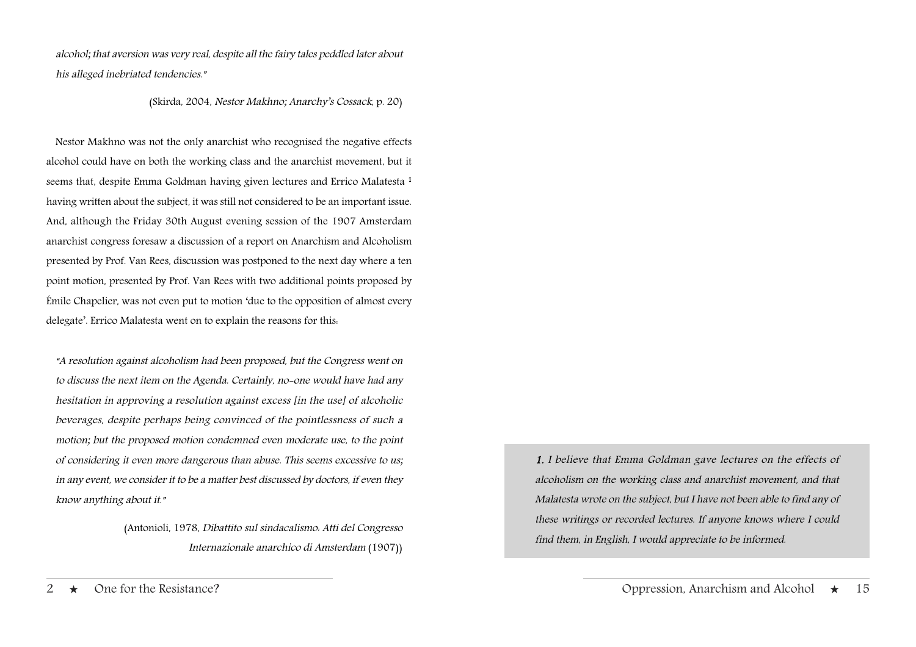*alcohol; that aversion was very real, despite all the fairy tales peddled later about his alleged inebriated tendencies."*

(Skirda, 2004, *Nestor Makhno; Anarchy's Cossack*, p. 20)

Nestor Makhno was not the only anarchist who recognised the negative effects alcohol could have on both the working class and the anarchist movement, but it seems that, despite Emma Goldman having given lectures and Errico Malatesta [1] having written about the subject, it was still not considered to be an important issue. And, although the Friday 30th August evening session of the 1907 Amsterdam anarchist congress foresaw a discussion of a report on Anarchism and Alcoholism presented by Prof. Van Rees, discussion was postponed to the next day where a ten point motion, presented by Prof. Van Rees with two additional points proposed by Émile Chapelier, was not even put to motion 'due to the opposition of almost every delegate'. Errico Malatesta went on to explain the reasons for this:

*"A resolution against alcoholism had been proposed, but the Congress went on to discuss the next item on the Agenda. Certainly, no-one would have had any hesitation in approving a resolution against excess [in the use] of alcoholic beverages, despite perhaps being convinced of the pointlessness of such a motion; but the proposed motion condemned even moderate use, to the point of considering it even more dangerous than abuse. This seems excessive to us; in any event, we consider it to be a matter best discussed by doctors, if even they know anything about it."*

(Antonioli, 1978, *Dibattito sul sindacalismo: Atti del Congresso Internazionale anarchico di Amsterdam* (1907))

*1. I believe that Emma Goldman gave lectures on the effects of alcoholism on the working class and anarchist movement, and that Malatesta wrote on the subject, but I have not been able to find any of these writings or recorded lectures. If anyone knows where I could find them, in English, I would appreciate to be informed.*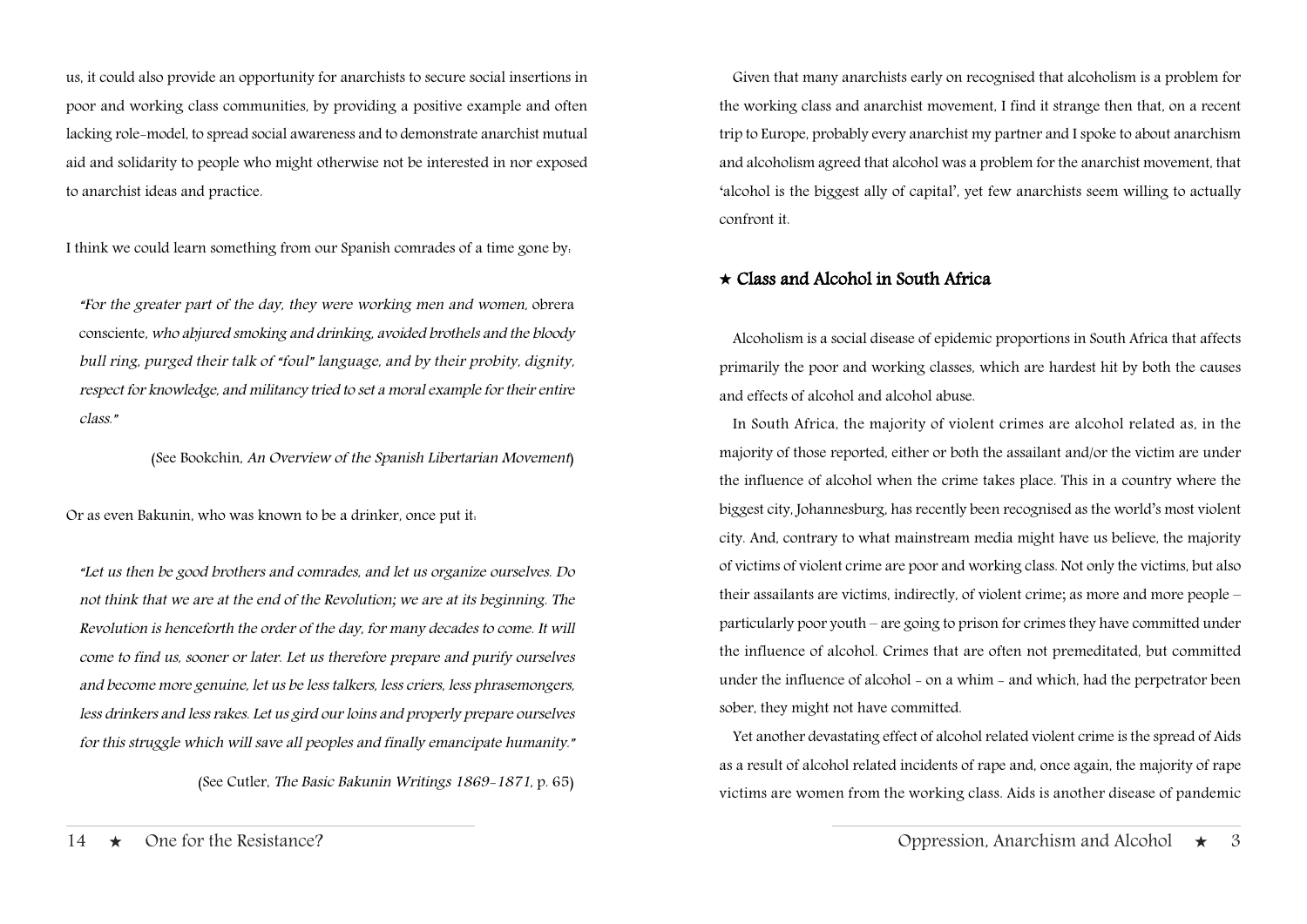us, it could also provide an opportunity for anarchists to secure social insertions in poor and working class communities, by providing a positive example and often lacking role-model, to spread social awareness and to demonstrate anarchist mutual aid and solidarity to people who might otherwise not be interested in nor exposed to anarchist ideas and practice.

I think we could learn something from our Spanish comrades of a time gone by:

> *"For the greater part of the day, they were working men and women,* obrera consciente, *who abjured smoking and drinking, avoided brothels and the bloody bull ring, purged their talk of "foul" language, and by their probity, dignity, respect for knowledge, and militancy tried to set a moral example for their entire class."*
>
> (See Bookchin, *An Overview of the Spanish Libertarian Movement*)

Or as even Bakunin, who was known to be a drinker, once put it:

> *"Let us then be good brothers and comrades, and let us organize ourselves. Do not think that we are at the end of the Revolution; we are at its beginning. The Revolution is henceforth the order of the day, for many decades to come. It will come to find us, sooner or later. Let us therefore prepare and purify ourselves and become more genuine, let us be less talkers, less criers, less phrasemongers, less drinkers and less rakes. Let us gird our loins and properly prepare ourselves for this struggle which will save all peoples and finally emancipate humanity."*
>
> (See Cutler, *The Basic Bakunin Writings 1869-1871*, p. 65)

Given that many anarchists early on recognised that alcoholism is a problem for the working class and anarchist movement, I find it strange then that, on a recent trip to Europe, probably every anarchist my partner and I spoke to about anarchism and alcoholism agreed that alcohol was a problem for the anarchist movement, that 'alcohol is the biggest ally of capital', yet few anarchists seem willing to actually confront it.

## ★ Class and Alcohol in South Africa

Alcoholism is a social disease of epidemic proportions in South Africa that affects primarily the poor and working classes, which are hardest hit by both the causes and effects of alcohol and alcohol abuse.

In South Africa, the majority of violent crimes are alcohol related as, in the majority of those reported, either or both the assailant and/or the victim are under the influence of alcohol when the crime takes place. This in a country where the biggest city, Johannesburg, has recently been recognised as the world's most violent city. And, contrary to what mainstream media might have us believe, the majority of victims of violent crime are poor and working class. Not only the victims, but also their assailants are victims, indirectly, of violent crime; as more and more people – particularly poor youth – are going to prison for crimes they have committed under the influence of alcohol. Crimes that are often not premeditated, but committed under the influence of alcohol - on a whim - and which, had the perpetrator been sober, they might not have committed.

Yet another devastating effect of alcohol related violent crime is the spread of Aids as a result of alcohol related incidents of rape and, once again, the majority of rape victims are women from the working class. Aids is another disease of pandemic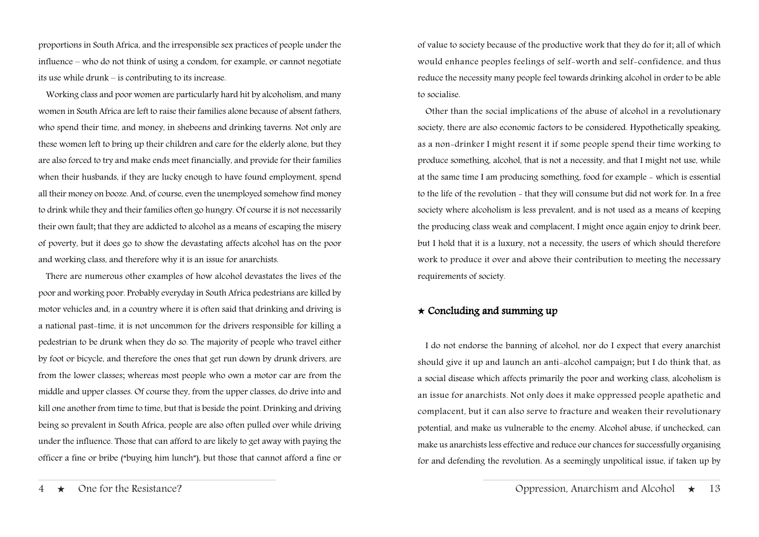proportions in South Africa, and the irresponsible sex practices of people under the influence – who do not think of using a condom, for example, or cannot negotiate its use while drunk – is contributing to its increase.

Working class and poor women are particularly hard hit by alcoholism, and many women in South Africa are left to raise their families alone because of absent fathers, who spend their time, and money, in shebeens and drinking taverns. Not only are these women left to bring up their children and care for the elderly alone, but they are also forced to try and make ends meet financially, and provide for their families when their husbands, if they are lucky enough to have found employment, spend all their money on booze. And, of course, even the unemployed somehow find money to drink while they and their families often go hungry. Of course it is not necessarily their own fault; that they are addicted to alcohol as a means of escaping the misery of poverty, but it does go to show the devastating affects alcohol has on the poor and working class, and therefore why it is an issue for anarchists.

There are numerous other examples of how alcohol devastates the lives of the poor and working poor. Probably everyday in South Africa pedestrians are killed by motor vehicles and, in a country where it is often said that drinking and driving is a national past-time, it is not uncommon for the drivers responsible for killing a pedestrian to be drunk when they do so. The majority of people who travel either by foot or bicycle, and therefore the ones that get run down by drunk drivers, are from the lower classes; whereas most people who own a motor car are from the middle and upper classes. Of course they, from the upper classes, do drive into and kill one another from time to time, but that is beside the point. Drinking and driving being so prevalent in South Africa, people are also often pulled over while driving under the influence. Those that can afford to are likely to get away with paying the officer a fine or bribe ("buying him lunch"), but those that cannot afford a fine or

of value to society because of the productive work that they do for it; all of which would enhance peoples feelings of self-worth and self-confidence, and thus reduce the necessity many people feel towards drinking alcohol in order to be able to socialise.

Other than the social implications of the abuse of alcohol in a revolutionary society, there are also economic factors to be considered. Hypothetically speaking, as a non-drinker I might resent it if some people spend their time working to produce something, alcohol, that is not a necessity, and that I might not use, while at the same time I am producing something, food for example - which is essential to the life of the revolution - that they will consume but did not work for. In a free society where alcoholism is less prevalent, and is not used as a means of keeping the producing class weak and complacent, I might once again enjoy to drink beer, but I hold that it is a luxury, not a necessity, the users of which should therefore work to produce it over and above their contribution to meeting the necessary requirements of society.

## ⋆ Concluding and summing up

I do not endorse the banning of alcohol, nor do I expect that every anarchist should give it up and launch an anti-alcohol campaign; but I do think that, as a social disease which affects primarily the poor and working class, alcoholism is an issue for anarchists. Not only does it make oppressed people apathetic and complacent, but it can also serve to fracture and weaken their revolutionary potential, and make us vulnerable to the enemy. Alcohol abuse, if unchecked, can make us anarchists less effective and reduce our chances for successfully organising for and defending the revolution. As a seemingly unpolitical issue, if taken up by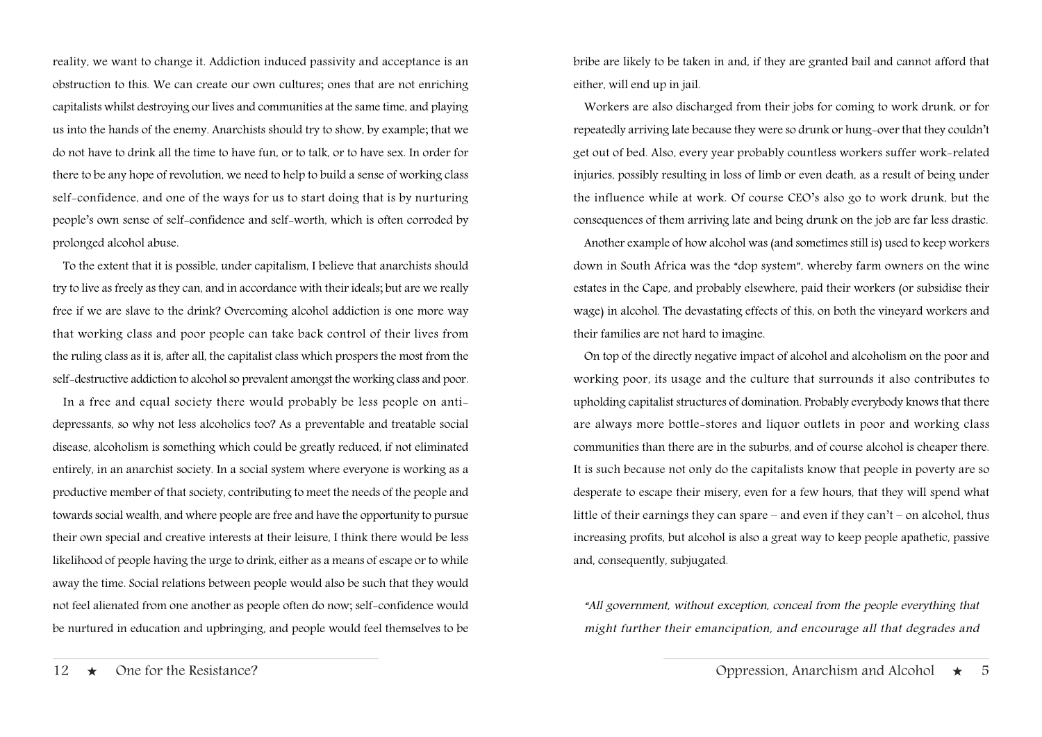reality, we want to change it. Addiction induced passivity and acceptance is an obstruction to this. We can create our own cultures; ones that are not enriching capitalists whilst destroying our lives and communities at the same time, and playing us into the hands of the enemy. Anarchists should try to show, by example; that we do not have to drink all the time to have fun, or to talk, or to have sex. In order for there to be any hope of revolution, we need to help to build a sense of working class self-confidence, and one of the ways for us to start doing that is by nurturing people's own sense of self-confidence and self-worth, which is often corroded by prolonged alcohol abuse.

To the extent that it is possible, under capitalism, I believe that anarchists should try to live as freely as they can, and in accordance with their ideals; but are we really free if we are slave to the drink? Overcoming alcohol addiction is one more way that working class and poor people can take back control of their lives from the ruling class as it is, after all, the capitalist class which prospers the most from the self-destructive addiction to alcohol so prevalent amongst the working class and poor.

In a free and equal society there would probably be less people on anti-depressants, so why not less alcoholics too? As a preventable and treatable social disease, alcoholism is something which could be greatly reduced, if not eliminated entirely, in an anarchist society. In a social system where everyone is working as a productive member of that society, contributing to meet the needs of the people and towards social wealth, and where people are free and have the opportunity to pursue their own special and creative interests at their leisure, I think there would be less likelihood of people having the urge to drink, either as a means of escape or to while away the time. Social relations between people would also be such that they would not feel alienated from one another as people often do now; self-confidence would be nurtured in education and upbringing, and people would feel themselves to be

bribe are likely to be taken in and, if they are granted bail and cannot afford that either, will end up in jail.

Workers are also discharged from their jobs for coming to work drunk, or for repeatedly arriving late because they were so drunk or hung-over that they couldn't get out of bed. Also, every year probably countless workers suffer work-related injuries, possibly resulting in loss of limb or even death, as a result of being under the influence while at work. Of course CEO's also go to work drunk, but the consequences of them arriving late and being drunk on the job are far less drastic.

Another example of how alcohol was (and sometimes still is) used to keep workers down in South Africa was the "dop system", whereby farm owners on the wine estates in the Cape, and probably elsewhere, paid their workers (or subsidise their wage) in alcohol. The devastating effects of this, on both the vineyard workers and their families are not hard to imagine.

On top of the directly negative impact of alcohol and alcoholism on the poor and working poor, its usage and the culture that surrounds it also contributes to upholding capitalist structures of domination. Probably everybody knows that there are always more bottle-stores and liquor outlets in poor and working class communities than there are in the suburbs, and of course alcohol is cheaper there. It is such because not only do the capitalists know that people in poverty are so desperate to escape their misery, even for a few hours, that they will spend what little of their earnings they can spare – and even if they can't – on alcohol, thus increasing profits, but alcohol is also a great way to keep people apathetic, passive and, consequently, subjugated.

*"All government, without exception, conceal from the people everything that might further their emancipation, and encourage all that degrades and*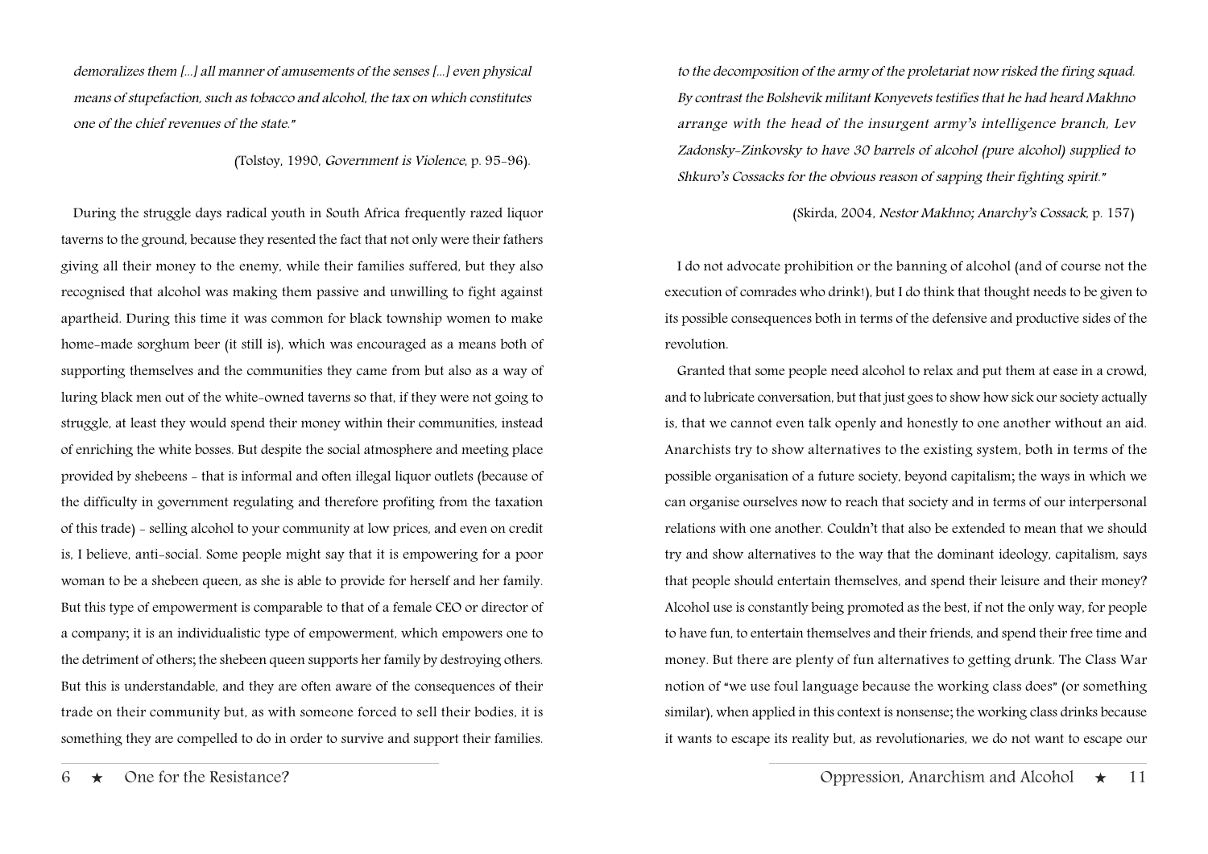*demoralizes them [...] all manner of amusements of the senses [...] even physical means of stupefaction, such as tobacco and alcohol, the tax on which constitutes one of the chief revenues of the state."*

(Tolstoy, 1990, *Government is Violence*, p. 95-96).

During the struggle days radical youth in South Africa frequently razed liquor taverns to the ground, because they resented the fact that not only were their fathers giving all their money to the enemy, while their families suffered, but they also recognised that alcohol was making them passive and unwilling to fight against apartheid. During this time it was common for black township women to make home-made sorghum beer (it still is), which was encouraged as a means both of supporting themselves and the communities they came from but also as a way of luring black men out of the white-owned taverns so that, if they were not going to struggle, at least they would spend their money within their communities, instead of enriching the white bosses. But despite the social atmosphere and meeting place provided by shebeens - that is informal and often illegal liquor outlets (because of the difficulty in government regulating and therefore profiting from the taxation of this trade) - selling alcohol to your community at low prices, and even on credit is, I believe, anti-social. Some people might say that it is empowering for a poor woman to be a shebeen queen, as she is able to provide for herself and her family. But this type of empowerment is comparable to that of a female CEO or director of a company; it is an individualistic type of empowerment, which empowers one to the detriment of others; the shebeen queen supports her family by destroying others. But this is understandable, and they are often aware of the consequences of their trade on their community but, as with someone forced to sell their bodies, it is something they are compelled to do in order to survive and support their families.

*to the decomposition of the army of the proletariat now risked the firing squad. By contrast the Bolshevik militant Konyevets testifies that he had heard Makhno arrange with the head of the insurgent army's intelligence branch, Lev Zadonsky-Zinkovsky to have 30 barrels of alcohol (pure alcohol) supplied to Shkuro's Cossacks for the obvious reason of sapping their fighting spirit."*

(Skirda, 2004, *Nestor Makhno; Anarchy's Cossack*, p. 157)

I do not advocate prohibition or the banning of alcohol (and of course not the execution of comrades who drink!), but I do think that thought needs to be given to its possible consequences both in terms of the defensive and productive sides of the revolution.

Granted that some people need alcohol to relax and put them at ease in a crowd, and to lubricate conversation, but that just goes to show how sick our society actually is, that we cannot even talk openly and honestly to one another without an aid. Anarchists try to show alternatives to the existing system, both in terms of the possible organisation of a future society, beyond capitalism; the ways in which we can organise ourselves now to reach that society and in terms of our interpersonal relations with one another. Couldn't that also be extended to mean that we should try and show alternatives to the way that the dominant ideology, capitalism, says that people should entertain themselves, and spend their leisure and their money? Alcohol use is constantly being promoted as the best, if not the only way, for people to have fun, to entertain themselves and their friends, and spend their free time and money. But there are plenty of fun alternatives to getting drunk. The Class War notion of "we use foul language because the working class does" (or something similar), when applied in this context is nonsense; the working class drinks because it wants to escape its reality but, as revolutionaries, we do not want to escape our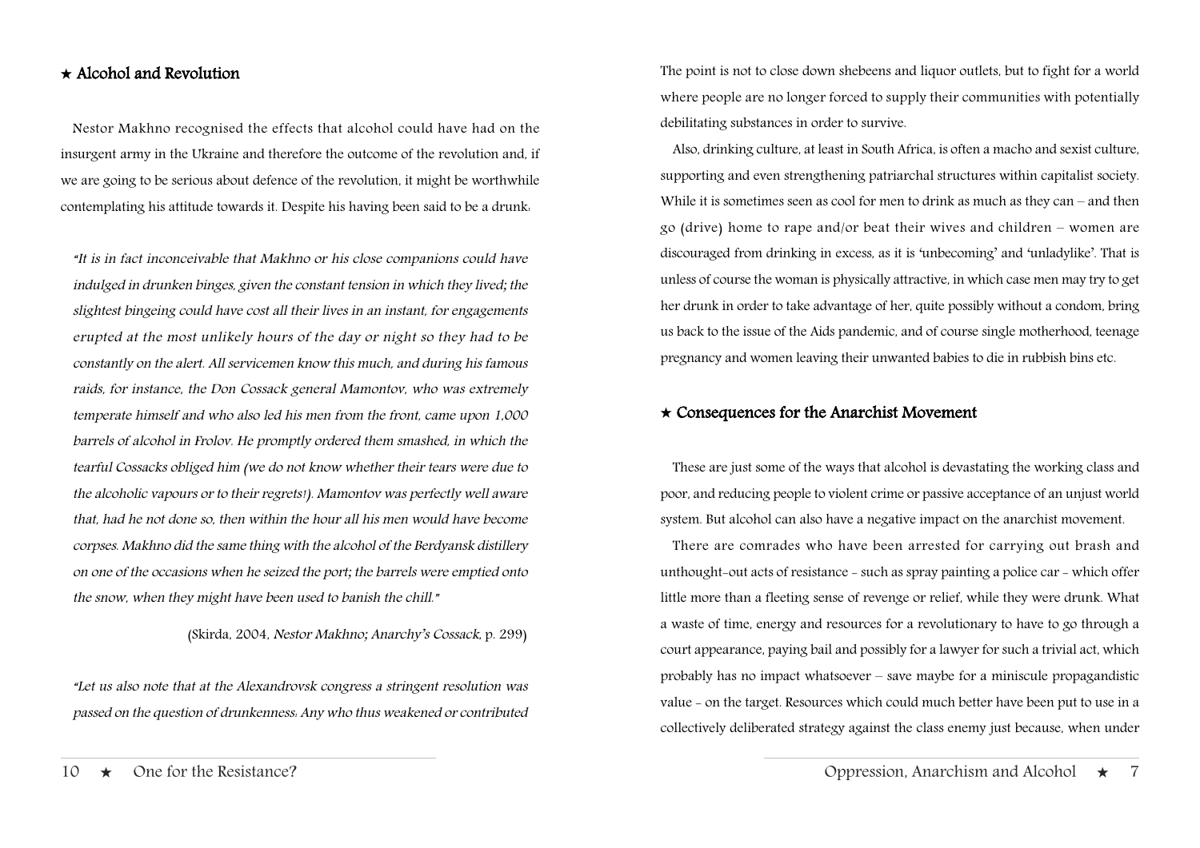## ★ Alcohol and Revolution

Nestor Makhno recognised the effects that alcohol could have had on the insurgent army in the Ukraine and therefore the outcome of the revolution and, if we are going to be serious about defence of the revolution, it might be worthwhile contemplating his attitude towards it. Despite his having been said to be a drunk:

> *"It is in fact inconceivable that Makhno or his close companions could have indulged in drunken binges, given the constant tension in which they lived; the slightest bingeing could have cost all their lives in an instant, for engagements erupted at the most unlikely hours of the day or night so they had to be constantly on the alert. All servicemen know this much, and during his famous raids, for instance, the Don Cossack general Mamontov, who was extremely temperate himself and who also led his men from the front, came upon 1,000 barrels of alcohol in Frolov. He promptly ordered them smashed, in which the tearful Cossacks obliged him (we do not know whether their tears were due to the alcoholic vapours or to their regrets!). Mamontov was perfectly well aware that, had he not done so, then within the hour all his men would have become corpses. Makhno did the same thing with the alcohol of the Berdyansk distillery on one of the occasions when he seized the port; the barrels were emptied onto the snow, when they might have been used to banish the chill."*
>
> (Skirda, 2004, *Nestor Makhno; Anarchy's Cossack*, p. 299)

> *"Let us also note that at the Alexandrovsk congress a stringent resolution was passed on the question of drunkenness: Any who thus weakened or contributed*

The point is not to close down shebeens and liquor outlets, but to fight for a world where people are no longer forced to supply their communities with potentially debilitating substances in order to survive.

Also, drinking culture, at least in South Africa, is often a macho and sexist culture, supporting and even strengthening patriarchal structures within capitalist society. While it is sometimes seen as cool for men to drink as much as they can – and then go (drive) home to rape and/or beat their wives and children – women are discouraged from drinking in excess, as it is 'unbecoming' and 'unladylike'. That is unless of course the woman is physically attractive, in which case men may try to get her drunk in order to take advantage of her, quite possibly without a condom, bring us back to the issue of the Aids pandemic, and of course single motherhood, teenage pregnancy and women leaving their unwanted babies to die in rubbish bins etc.

## ★ Consequences for the Anarchist Movement

These are just some of the ways that alcohol is devastating the working class and poor, and reducing people to violent crime or passive acceptance of an unjust world system. But alcohol can also have a negative impact on the anarchist movement.

There are comrades who have been arrested for carrying out brash and unthought-out acts of resistance - such as spray painting a police car - which offer little more than a fleeting sense of revenge or relief, while they were drunk. What a waste of time, energy and resources for a revolutionary to have to go through a court appearance, paying bail and possibly for a lawyer for such a trivial act, which probably has no impact whatsoever – save maybe for a miniscule propagandistic value - on the target. Resources which could much better have been put to use in a collectively deliberated strategy against the class enemy just because, when under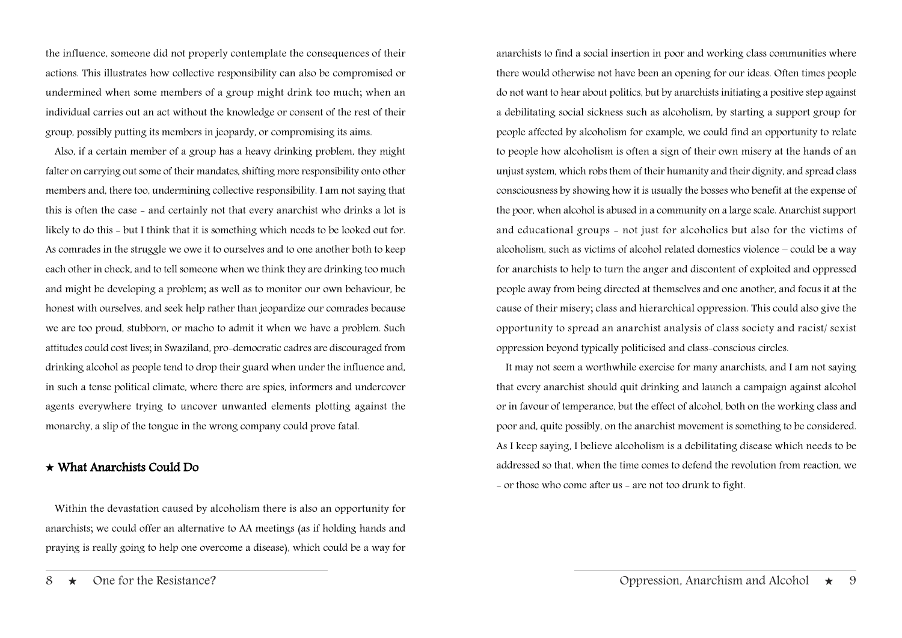the influence, someone did not properly contemplate the consequences of their actions. This illustrates how collective responsibility can also be compromised or undermined when some members of a group might drink too much; when an individual carries out an act without the knowledge or consent of the rest of their group, possibly putting its members in jeopardy, or compromising its aims.

Also, if a certain member of a group has a heavy drinking problem, they might falter on carrying out some of their mandates, shifting more responsibility onto other members and, there too, undermining collective responsibility. I am not saying that this is often the case - and certainly not that every anarchist who drinks a lot is likely to do this - but I think that it is something which needs to be looked out for. As comrades in the struggle we owe it to ourselves and to one another both to keep each other in check, and to tell someone when we think they are drinking too much and might be developing a problem; as well as to monitor our own behaviour, be honest with ourselves, and seek help rather than jeopardize our comrades because we are too proud, stubborn, or macho to admit it when we have a problem. Such attitudes could cost lives; in Swaziland, pro-democratic cadres are discouraged from drinking alcohol as people tend to drop their guard when under the influence and, in such a tense political climate, where there are spies, informers and undercover agents everywhere trying to uncover unwanted elements plotting against the monarchy, a slip of the tongue in the wrong company could prove fatal.

## ★ What Anarchists Could Do

Within the devastation caused by alcoholism there is also an opportunity for anarchists; we could offer an alternative to AA meetings (as if holding hands and praying is really going to help one overcome a disease), which could be a way for anarchists to find a social insertion in poor and working class communities where there would otherwise not have been an opening for our ideas. Often times people do not want to hear about politics, but by anarchists initiating a positive step against a debilitating social sickness such as alcoholism, by starting a support group for people affected by alcoholism for example, we could find an opportunity to relate to people how alcoholism is often a sign of their own misery at the hands of an unjust system, which robs them of their humanity and their dignity, and spread class consciousness by showing how it is usually the bosses who benefit at the expense of the poor, when alcohol is abused in a community on a large scale. Anarchist support and educational groups - not just for alcoholics but also for the victims of alcoholism, such as victims of alcohol related domestics violence – could be a way for anarchists to help to turn the anger and discontent of exploited and oppressed people away from being directed at themselves and one another, and focus it at the cause of their misery; class and hierarchical oppression. This could also give the opportunity to spread an anarchist analysis of class society and racist/sexist oppression beyond typically politicised and class-conscious circles.

It may not seem a worthwhile exercise for many anarchists, and I am not saying that every anarchist should quit drinking and launch a campaign against alcohol or in favour of temperance, but the effect of alcohol, both on the working class and poor and, quite possibly, on the anarchist movement is something to be considered. As I keep saying, I believe alcoholism is a debilitating disease which needs to be addressed so that, when the time comes to defend the revolution from reaction, we - or those who come after us - are not too drunk to fight.